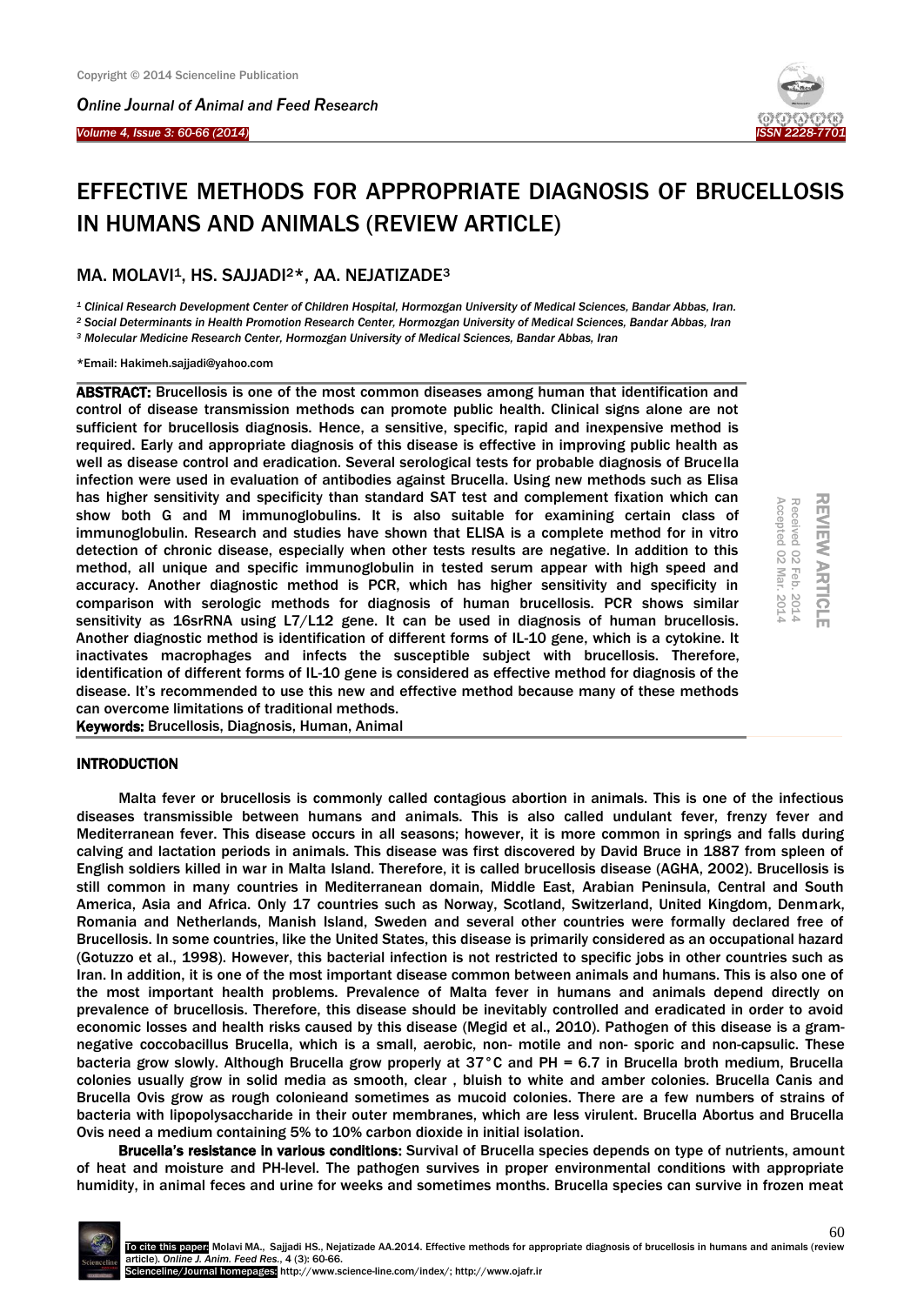# EFFECTIVE METHODS FOR APPROPRIATE DIAGNOSIS OF BRUCELLOSIS IN HUMANS AND ANIMALS (REVIEW ARTICLE)

MA. MOLAVI[1], HS. SAJJADI[2]*, AA. NEJATIZADE[3]

[1] *Clinical Research Development Center of Children Hospital, Hormozgan University of Medical Sciences, Bandar Abbas, Iran.*
[2] *Social Determinants in Health Promotion Research Center, Hormozgan University of Medical Sciences, Bandar Abbas, Iran*
[3] *Molecular Medicine Research Center, Hormozgan University of Medical Sciences, Bandar Abbas, Iran*

*Email: Hakimeh.sajjadi@yahoo.com

REVIEW ARTICLE
Received 02 Feb. 2014
Accepted 02 Mar. 2014

**ABSTRACT:** Brucellosis is one of the most common diseases among human that identification and control of disease transmission methods can promote public health. Clinical signs alone are not sufficient for brucellosis diagnosis. Hence, a sensitive, specific, rapid and inexpensive method is required. Early and appropriate diagnosis of this disease is effective in improving public health as well as disease control and eradication. Several serological tests for probable diagnosis of Brucella infection were used in evaluation of antibodies against Brucella. Using new methods such as Elisa has higher sensitivity and specificity than standard SAT test and complement fixation which can show both G and M immunoglobulins. It is also suitable for examining certain class of immunoglobulin. Research and studies have shown that ELISA is a complete method for in vitro detection of chronic disease, especially when other tests results are negative. In addition to this method, all unique and specific immunoglobulin in tested serum appear with high speed and accuracy. Another diagnostic method is PCR, which has higher sensitivity and specificity in comparison with serologic methods for diagnosis of human brucellosis. PCR shows similar sensitivity as 16srRNA using L7/L12 gene. It can be used in diagnosis of human brucellosis. Another diagnostic method is identification of different forms of IL-10 gene, which is a cytokine. It inactivates macrophages and infects the susceptible subject with brucellosis. Therefore, identification of different forms of IL-10 gene is considered as effective method for diagnosis of the disease. It's recommended to use this new and effective method because many of these methods can overcome limitations of traditional methods.

**Keywords:** Brucellosis, Diagnosis, Human, Animal

## INTRODUCTION

Malta fever or brucellosis is commonly called contagious abortion in animals. This is one of the infectious diseases transmissible between humans and animals. This is also called undulant fever, frenzy fever and Mediterranean fever. This disease occurs in all seasons; however, it is more common in springs and falls during calving and lactation periods in animals. This disease was first discovered by David Bruce in 1887 from spleen of English soldiers killed in war in Malta Island. Therefore, it is called brucellosis disease (AGHA, 2002). Brucellosis is still common in many countries in Mediterranean domain, Middle East, Arabian Peninsula, Central and South America, Asia and Africa. Only 17 countries such as Norway, Scotland, Switzerland, United Kingdom, Denmark, Romania and Netherlands, Manish Island, Sweden and several other countries were formally declared free of Brucellosis. In some countries, like the United States, this disease is primarily considered as an occupational hazard (Gotuzzo et al., 1998). However, this bacterial infection is not restricted to specific jobs in other countries such as Iran. In addition, it is one of the most important disease common between animals and humans. This is also one of the most important health problems. Prevalence of Malta fever in humans and animals depend directly on prevalence of brucellosis. Therefore, this disease should be inevitably controlled and eradicated in order to avoid economic losses and health risks caused by this disease (Megid et al., 2010). Pathogen of this disease is a gram-negative coccobacillus Brucella, which is a small, aerobic, non- motile and non- sporic and non-capsulic. These bacteria grow slowly. Although Brucella grow properly at 37°C and PH = 6.7 in Brucella broth medium, Brucella colonies usually grow in solid media as smooth, clear , bluish to white and amber colonies. Brucella Canis and Brucella Ovis grow as rough colonieand sometimes as mucoid colonies. There are a few numbers of strains of bacteria with lipopolysaccharide in their outer membranes, which are less virulent. Brucella Abortus and Brucella Ovis need a medium containing 5% to 10% carbon dioxide in initial isolation.

**Brucella's resistance in various conditions:** Survival of Brucella species depends on type of nutrients, amount of heat and moisture and PH-level. The pathogen survives in proper environmental conditions with appropriate humidity, in animal feces and urine for weeks and sometimes months. Brucella species can survive in frozen meat

To cite this paper: Molavi MA., Sajjadi HS., Nejatizade AA.2014. Effective methods for appropriate diagnosis of brucellosis in humans and animals (review article). *Online J. Anim. Feed Res.*, 4 (3): 60-66.
Scienceline/Journal homepages: http://www.science-line.com/index/; http://www.ojafr.ir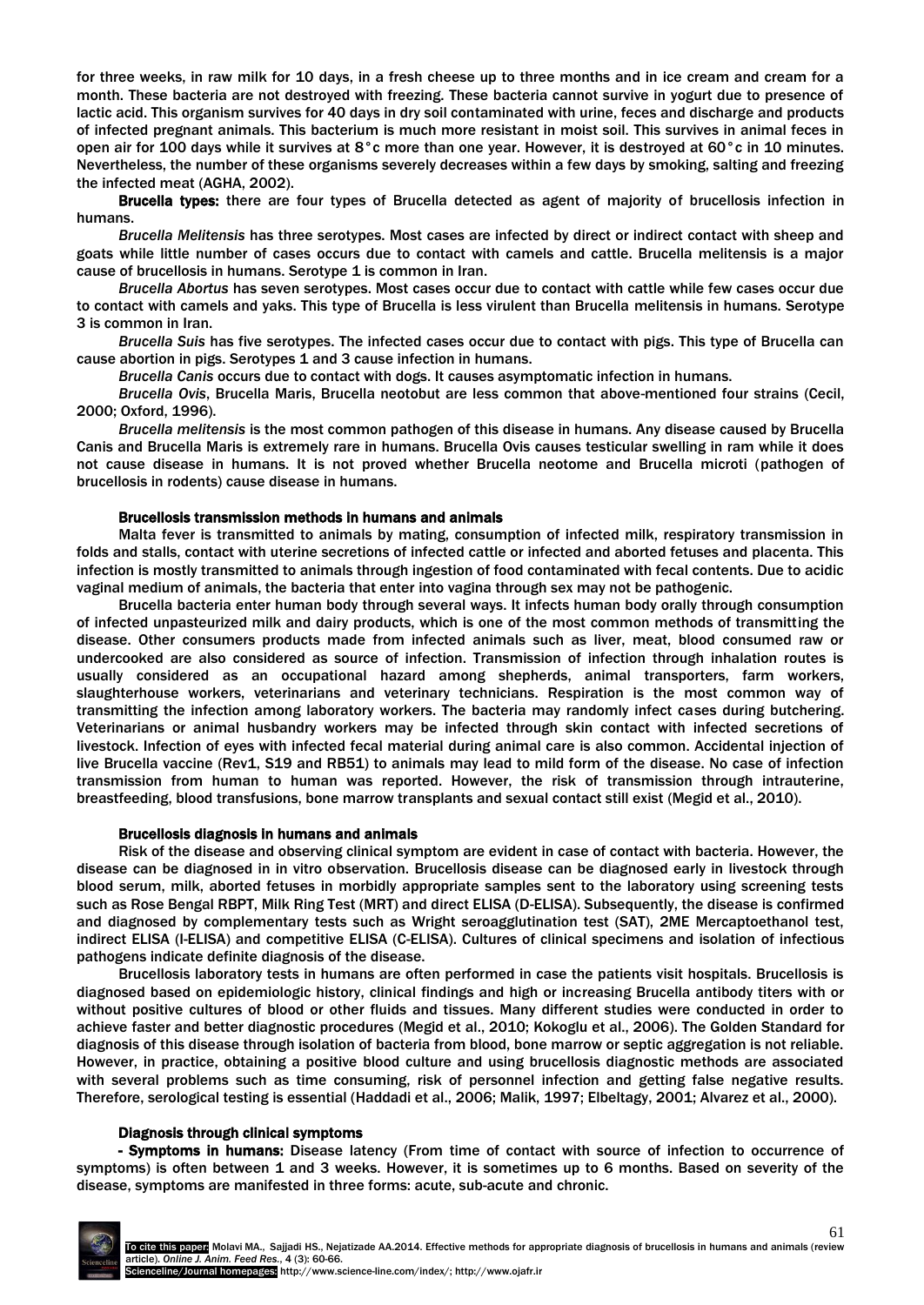for three weeks, in raw milk for 10 days, in a fresh cheese up to three months and in ice cream and cream for a month. These bacteria are not destroyed with freezing. These bacteria cannot survive in yogurt due to presence of lactic acid. This organism survives for 40 days in dry soil contaminated with urine, feces and discharge and products of infected pregnant animals. This bacterium is much more resistant in moist soil. This survives in animal feces in open air for 100 days while it survives at 8°c more than one year. However, it is destroyed at 60°c in 10 minutes. Nevertheless, the number of these organisms severely decreases within a few days by smoking, salting and freezing the infected meat (AGHA, 2002).

**Brucella types:** there are four types of Brucella detected as agent of majority of brucellosis infection in humans.

*Brucella Melitensis* has three serotypes. Most cases are infected by direct or indirect contact with sheep and goats while little number of cases occurs due to contact with camels and cattle. Brucella melitensis is a major cause of brucellosis in humans. Serotype 1 is common in Iran.

*Brucella Abortus* has seven serotypes. Most cases occur due to contact with cattle while few cases occur due to contact with camels and yaks. This type of Brucella is less virulent than Brucella melitensis in humans. Serotype 3 is common in Iran.

*Brucella Suis* has five serotypes. The infected cases occur due to contact with pigs. This type of Brucella can cause abortion in pigs. Serotypes 1 and 3 cause infection in humans.

*Brucella Canis* occurs due to contact with dogs. It causes asymptomatic infection in humans.

*Brucella Ovis*, Brucella Maris, Brucella neotobut are less common that above-mentioned four strains (Cecil, 2000; Oxford, 1996).

*Brucella melitensis* is the most common pathogen of this disease in humans. Any disease caused by Brucella Canis and Brucella Maris is extremely rare in humans. Brucella Ovis causes testicular swelling in ram while it does not cause disease in humans. It is not proved whether Brucella neotome and Brucella microti (pathogen of brucellosis in rodents) cause disease in humans.

### Brucellosis transmission methods in humans and animals

Malta fever is transmitted to animals by mating, consumption of infected milk, respiratory transmission in folds and stalls, contact with uterine secretions of infected cattle or infected and aborted fetuses and placenta. This infection is mostly transmitted to animals through ingestion of food contaminated with fecal contents. Due to acidic vaginal medium of animals, the bacteria that enter into vagina through sex may not be pathogenic.

Brucella bacteria enter human body through several ways. It infects human body orally through consumption of infected unpasteurized milk and dairy products, which is one of the most common methods of transmitting the disease. Other consumers products made from infected animals such as liver, meat, blood consumed raw or undercooked are also considered as source of infection. Transmission of infection through inhalation routes is usually considered as an occupational hazard among shepherds, animal transporters, farm workers, slaughterhouse workers, veterinarians and veterinary technicians. Respiration is the most common way of transmitting the infection among laboratory workers. The bacteria may randomly infect cases during butchering. Veterinarians or animal husbandry workers may be infected through skin contact with infected secretions of livestock. Infection of eyes with infected fecal material during animal care is also common. Accidental injection of live Brucella vaccine (Rev1, S19 and RB51) to animals may lead to mild form of the disease. No case of infection transmission from human to human was reported. However, the risk of transmission through intrauterine, breastfeeding, blood transfusions, bone marrow transplants and sexual contact still exist (Megid et al., 2010).

### Brucellosis diagnosis in humans and animals

Risk of the disease and observing clinical symptom are evident in case of contact with bacteria. However, the disease can be diagnosed in in vitro observation. Brucellosis disease can be diagnosed early in livestock through blood serum, milk, aborted fetuses in morbidly appropriate samples sent to the laboratory using screening tests such as Rose Bengal RBPT, Milk Ring Test (MRT) and direct ELISA (D-ELISA). Subsequently, the disease is confirmed and diagnosed by complementary tests such as Wright seroagglutination test (SAT), 2ME Mercaptoethanol test, indirect ELISA (I-ELISA) and competitive ELISA (C-ELISA). Cultures of clinical specimens and isolation of infectious pathogens indicate definite diagnosis of the disease.

Brucellosis laboratory tests in humans are often performed in case the patients visit hospitals. Brucellosis is diagnosed based on epidemiologic history, clinical findings and high or increasing Brucella antibody titers with or without positive cultures of blood or other fluids and tissues. Many different studies were conducted in order to achieve faster and better diagnostic procedures (Megid et al., 2010; Kokoglu et al., 2006). The Golden Standard for diagnosis of this disease through isolation of bacteria from blood, bone marrow or septic aggregation is not reliable. However, in practice, obtaining a positive blood culture and using brucellosis diagnostic methods are associated with several problems such as time consuming, risk of personnel infection and getting false negative results. Therefore, serological testing is essential (Haddadi et al., 2006; Malik, 1997; Elbeltagy, 2001; Alvarez et al., 2000).

### Diagnosis through clinical symptoms

**- Symptoms in humans:** Disease latency (From time of contact with source of infection to occurrence of symptoms) is often between 1 and 3 weeks. However, it is sometimes up to 6 months. Based on severity of the disease, symptoms are manifested in three forms: acute, sub-acute and chronic.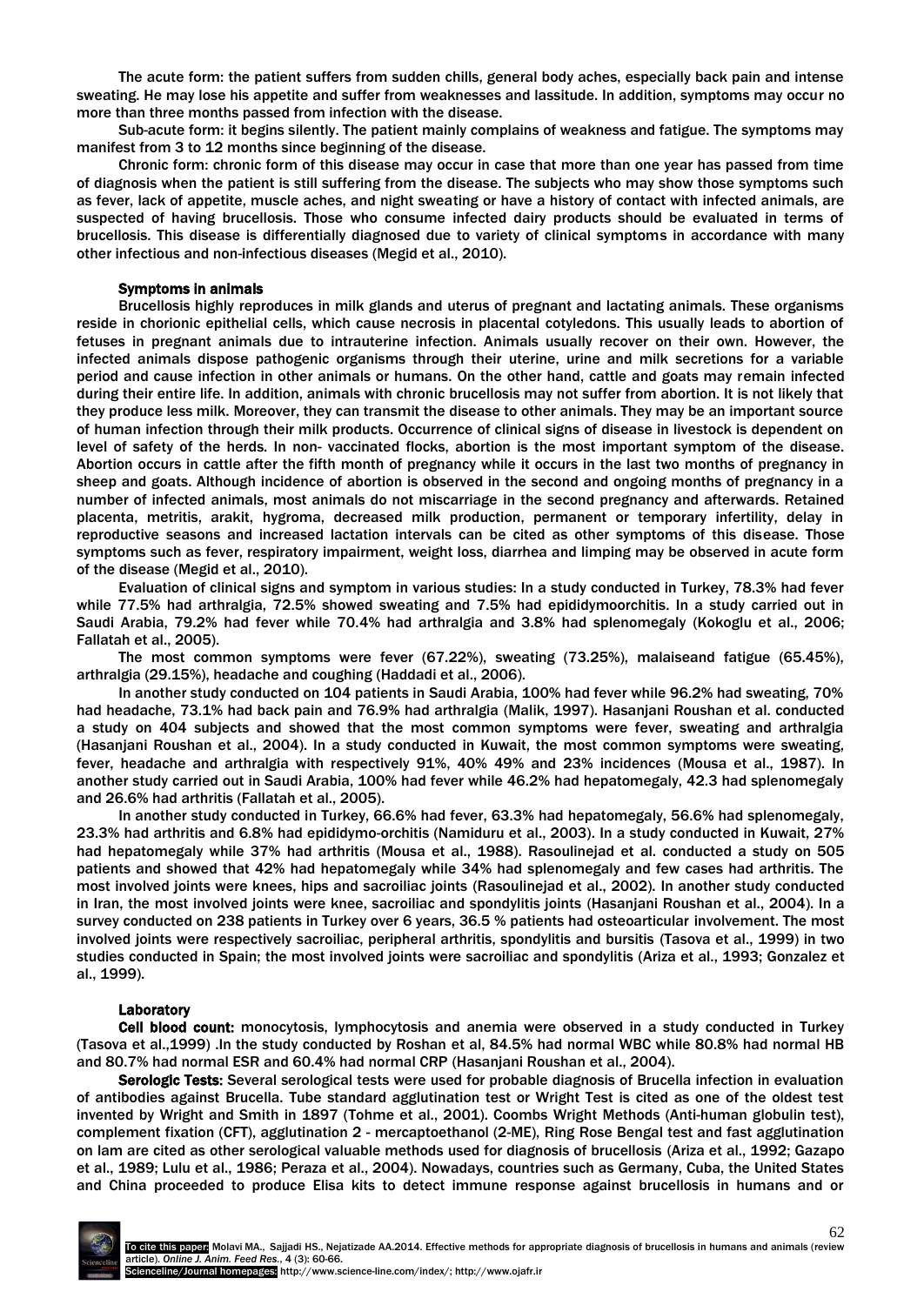The acute form: the patient suffers from sudden chills, general body aches, especially back pain and intense sweating. He may lose his appetite and suffer from weaknesses and lassitude. In addition, symptoms may occur no more than three months passed from infection with the disease.

Sub-acute form: it begins silently. The patient mainly complains of weakness and fatigue. The symptoms may manifest from 3 to 12 months since beginning of the disease.

Chronic form: chronic form of this disease may occur in case that more than one year has passed from time of diagnosis when the patient is still suffering from the disease. The subjects who may show those symptoms such as fever, lack of appetite, muscle aches, and night sweating or have a history of contact with infected animals, are suspected of having brucellosis. Those who consume infected dairy products should be evaluated in terms of brucellosis. This disease is differentially diagnosed due to variety of clinical symptoms in accordance with many other infectious and non-infectious diseases (Megid et al., 2010).

### Symptoms in animals

Brucellosis highly reproduces in milk glands and uterus of pregnant and lactating animals. These organisms reside in chorionic epithelial cells, which cause necrosis in placental cotyledons. This usually leads to abortion of fetuses in pregnant animals due to intrauterine infection. Animals usually recover on their own. However, the infected animals dispose pathogenic organisms through their uterine, urine and milk secretions for a variable period and cause infection in other animals or humans. On the other hand, cattle and goats may remain infected during their entire life. In addition, animals with chronic brucellosis may not suffer from abortion. It is not likely that they produce less milk. Moreover, they can transmit the disease to other animals. They may be an important source of human infection through their milk products. Occurrence of clinical signs of disease in livestock is dependent on level of safety of the herds. In non- vaccinated flocks, abortion is the most important symptom of the disease. Abortion occurs in cattle after the fifth month of pregnancy while it occurs in the last two months of pregnancy in sheep and goats. Although incidence of abortion is observed in the second and ongoing months of pregnancy in a number of infected animals, most animals do not miscarriage in the second pregnancy and afterwards. Retained placenta, metritis, arakit, hygroma, decreased milk production, permanent or temporary infertility, delay in reproductive seasons and increased lactation intervals can be cited as other symptoms of this disease. Those symptoms such as fever, respiratory impairment, weight loss, diarrhea and limping may be observed in acute form of the disease (Megid et al., 2010).

Evaluation of clinical signs and symptom in various studies: In a study conducted in Turkey, 78.3% had fever while 77.5% had arthralgia, 72.5% showed sweating and 7.5% had epididymoorchitis. In a study carried out in Saudi Arabia, 79.2% had fever while 70.4% had arthralgia and 3.8% had splenomegaly (Kokoglu et al., 2006; Fallatah et al., 2005).

The most common symptoms were fever (67.22%), sweating (73.25%), malaiseand fatigue (65.45%), arthralgia (29.15%), headache and coughing (Haddadi et al., 2006).

In another study conducted on 104 patients in Saudi Arabia, 100% had fever while 96.2% had sweating, 70% had headache, 73.1% had back pain and 76.9% had arthralgia (Malik, 1997). Hasanjani Roushan et al. conducted a study on 404 subjects and showed that the most common symptoms were fever, sweating and arthralgia (Hasanjani Roushan et al., 2004). In a study conducted in Kuwait, the most common symptoms were sweating, fever, headache and arthralgia with respectively 91%, 40% 49% and 23% incidences (Mousa et al., 1987). In another study carried out in Saudi Arabia, 100% had fever while 46.2% had hepatomegaly, 42.3 had splenomegaly and 26.6% had arthritis (Fallatah et al., 2005).

In another study conducted in Turkey, 66.6% had fever, 63.3% had hepatomegaly, 56.6% had splenomegaly, 23.3% had arthritis and 6.8% had epididymo-orchitis (Namiduru et al., 2003). In a study conducted in Kuwait, 27% had hepatomegaly while 37% had arthritis (Mousa et al., 1988). Rasoulinejad et al. conducted a study on 505 patients and showed that 42% had hepatomegaly while 34% had splenomegaly and few cases had arthritis. The most involved joints were knees, hips and sacroiliac joints (Rasoulinejad et al., 2002). In another study conducted in Iran, the most involved joints were knee, sacroiliac and spondylitis joints (Hasanjani Roushan et al., 2004). In a survey conducted on 238 patients in Turkey over 6 years, 36.5 % patients had osteoarticular involvement. The most involved joints were respectively sacroiliac, peripheral arthritis, spondylitis and bursitis (Tasova et al., 1999) in two studies conducted in Spain; the most involved joints were sacroiliac and spondylitis (Ariza et al., 1993; Gonzalez et al., 1999).

### Laboratory

**Cell blood count:** monocytosis, lymphocytosis and anemia were observed in a study conducted in Turkey (Tasova et al.,1999) .In the study conducted by Roshan et al, 84.5% had normal WBC while 80.8% had normal HB and 80.7% had normal ESR and 60.4% had normal CRP (Hasanjani Roushan et al., 2004).

**Serologic Tests:** Several serological tests were used for probable diagnosis of Brucella infection in evaluation of antibodies against Brucella. Tube standard agglutination test or Wright Test is cited as one of the oldest test invented by Wright and Smith in 1897 (Tohme et al., 2001). Coombs Wright Methods (Anti-human globulin test), complement fixation (CFT), agglutination 2 - mercaptoethanol (2-ME), Ring Rose Bengal test and fast agglutination on lam are cited as other serological valuable methods used for diagnosis of brucellosis (Ariza et al., 1992; Gazapo et al., 1989; Lulu et al., 1986; Peraza et al., 2004). Nowadays, countries such as Germany, Cuba, the United States and China proceeded to produce Elisa kits to detect immune response against brucellosis in humans and or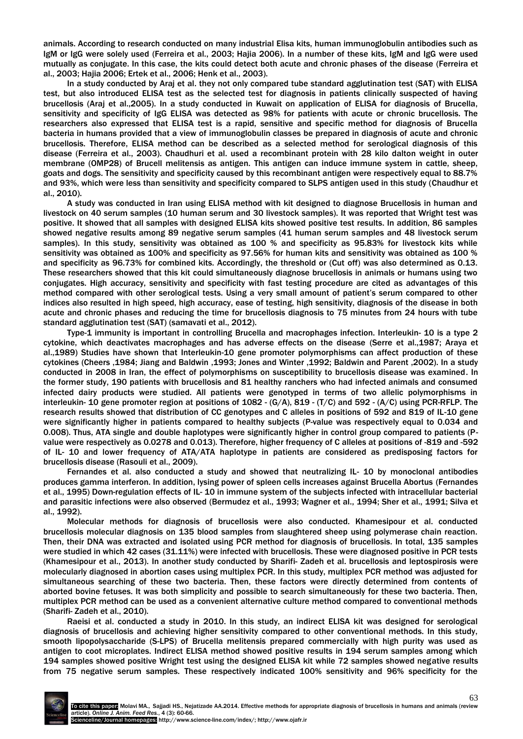animals. According to research conducted on many industrial Elisa kits, human immunoglobulin antibodies such as IgM or IgG were solely used (Ferreira et al., 2003; Hajia 2006). In a number of these kits, IgM and IgG were used mutually as conjugate. In this case, the kits could detect both acute and chronic phases of the disease (Ferreira et al., 2003; Hajia 2006; Ertek et al., 2006; Henk et al., 2003).

In a study conducted by Araj et al. they not only compared tube standard agglutination test (SAT) with ELISA test, but also introduced ELISA test as the selected test for diagnosis in patients clinically suspected of having brucellosis (Araj et al.,2005). In a study conducted in Kuwait on application of ELISA for diagnosis of Brucella, sensitivity and specificity of IgG ELISA was detected as 98% for patients with acute or chronic brucellosis. The researchers also expressed that ELISA test is a rapid, sensitive and specific method for diagnosis of Brucella bacteria in humans provided that a view of immunoglobulin classes be prepared in diagnosis of acute and chronic brucellosis. Therefore, ELISA method can be described as a selected method for serological diagnosis of this disease (Ferreira et al., 2003). Chaudhuri et al. used a recombinant protein with 28 kilo dalton weight in outer membrane (OMP28) of Brucell melitensis as antigen. This antigen can induce immune system in cattle, sheep, goats and dogs. The sensitivity and specificity caused by this recombinant antigen were respectively equal to 88.7% and 93%, which were less than sensitivity and specificity compared to SLPS antigen used in this study (Chaudhur et al., 2010).

A study was conducted in Iran using ELISA method with kit designed to diagnose Brucellosis in human and livestock on 40 serum samples (10 human serum and 30 livestock samples). It was reported that Wright test was positive. It showed that all samples with designed ELISA kits showed positive test results. In addition, 86 samples showed negative results among 89 negative serum samples (41 human serum samples and 48 livestock serum samples). In this study, sensitivity was obtained as 100 % and specificity as 95.83% for livestock kits while sensitivity was obtained as 100% and specificity as 97.56% for human kits and sensitivity was obtained as 100 % and specificity as 96.73% for combined kits. Accordingly, the threshold or (Cut off) was also determined as 0.13. These researchers showed that this kit could simultaneously diagnose brucellosis in animals or humans using two conjugates. High accuracy, sensitivity and specificity with fast testing procedure are cited as advantages of this method compared with other serological tests. Using a very small amount of patient's serum compared to other indices also resulted in high speed, high accuracy, ease of testing, high sensitivity, diagnosis of the disease in both acute and chronic phases and reducing the time for brucellosis diagnosis to 75 minutes from 24 hours with tube standard agglutination test (SAT) (samavati et al., 2012).

Type-1 immunity is important in controlling Brucella and macrophages infection. Interleukin- 10 is a type 2 cytokine, which deactivates macrophages and has adverse effects on the disease (Serre et al.,1987; Araya et al.,1989) Studies have shown that Interleukin-10 gene promoter polymorphisms can affect production of these cytokines (Cheers ,1984; Jiang and Baldwin ,1993; Jones and Winter ,1992; Baldwin and Parent ,2002). In a study conducted in 2008 in Iran, the effect of polymorphisms on susceptibility to brucellosis disease was examined. In the former study, 190 patients with brucellosis and 81 healthy ranchers who had infected animals and consumed infected dairy products were studied. All patients were genotyped in terms of two allelic polymorphisms in interleukin- 10 gene promoter region at positions of 1082 - (G/A), 819 - (T/C) and 592 - (A/C) using PCR-RFLP. The research results showed that distribution of CC genotypes and C alleles in positions of 592 and 819 of IL-10 gene were significantly higher in patients compared to healthy subjects (P-value was respectively equal to 0.034 and 0.008). Thus, ATA single and double haplotypes were significantly higher in control group compared to patients (P-value were respectively as 0.0278 and 0.013). Therefore, higher frequency of C alleles at positions of -819 and -592 of IL- 10 and lower frequency of ATA/ATA haplotype in patients are considered as predisposing factors for brucellosis disease (Rasouli et al., 2009).

Fernandes et al. also conducted a study and showed that neutralizing IL- 10 by monoclonal antibodies produces gamma interferon. In addition, lysing power of spleen cells increases against Brucella Abortus (Fernandes et al., 1995) Down-regulation effects of IL- 10 in immune system of the subjects infected with intracellular bacterial and parasitic infections were also observed (Bermudez et al., 1993; Wagner et al., 1994; Sher et al., 1991; Silva et al., 1992).

Molecular methods for diagnosis of brucellosis were also conducted. Khamesipour et al. conducted brucellosis molecular diagnosis on 135 blood samples from slaughtered sheep using polymerase chain reaction. Then, their DNA was extracted and isolated using PCR method for diagnosis of brucellosis. In total, 135 samples were studied in which 42 cases (31.11%) were infected with brucellosis. These were diagnosed positive in PCR tests (Khamesipour et al., 2013). In another study conducted by Sharifi- Zadeh et al. brucellosis and leptospirosis were molecularly diagnosed in abortion cases using multiplex PCR. In this study, multiplex PCR method was adjusted for simultaneous searching of these two bacteria. Then, these factors were directly determined from contents of aborted bovine fetuses. It was both simplicity and possible to search simultaneously for these two bacteria. Then, multiplex PCR method can be used as a convenient alternative culture method compared to conventional methods (Sharifi- Zadeh et al., 2010).

Raeisi et al. conducted a study in 2010. In this study, an indirect ELISA kit was designed for serological diagnosis of brucellosis and achieving higher sensitivity compared to other conventional methods. In this study, smooth lipopolysaccharide (S-LPS) of Brucella melitensis prepared commercially with high purity was used as antigen to coot microplates. Indirect ELISA method showed positive results in 194 serum samples among which 194 samples showed positive Wright test using the designed ELISA kit while 72 samples showed negative results from 75 negative serum samples. These respectively indicated 100% sensitivity and 96% specificity for the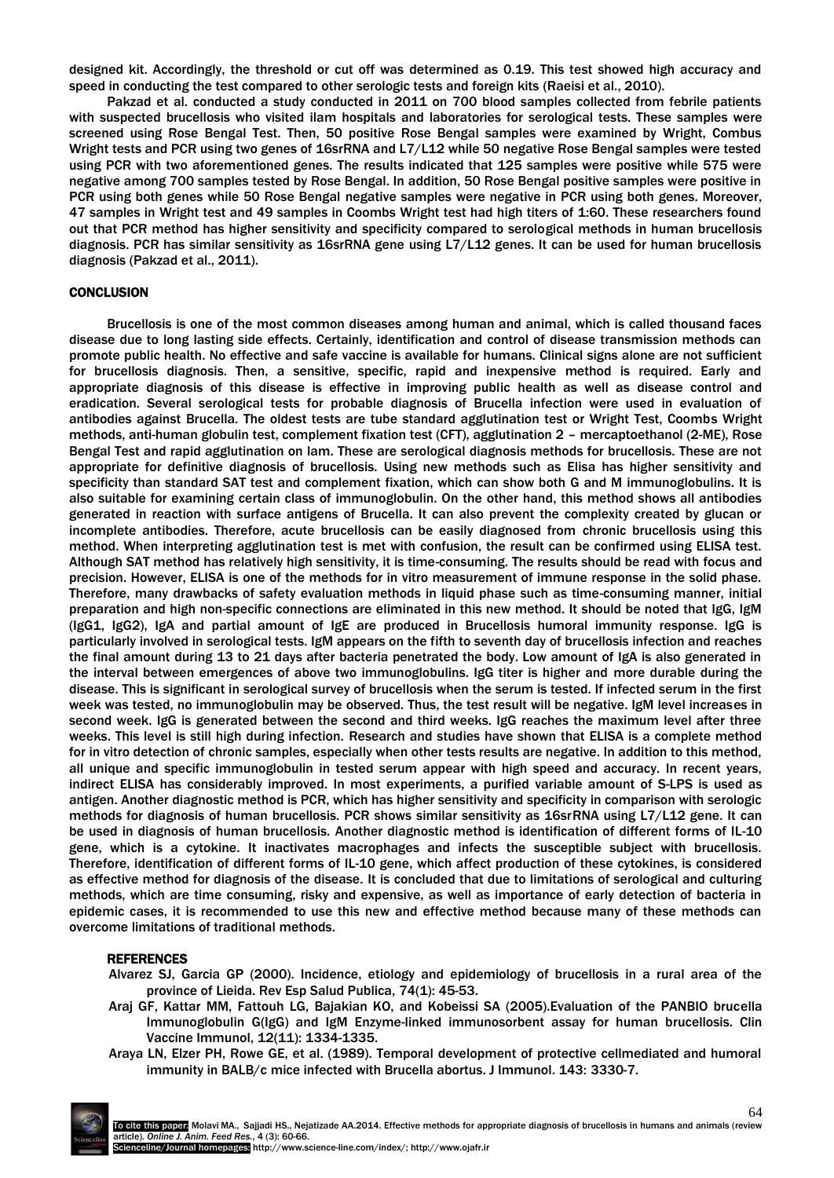designed kit. Accordingly, the threshold or cut off was determined as 0.19. This test showed high accuracy and speed in conducting the test compared to other serologic tests and foreign kits (Raeisi et al., 2010).

Pakzad et al. conducted a study conducted in 2011 on 700 blood samples collected from febrile patients with suspected brucellosis who visited ilam hospitals and laboratories for serological tests. These samples were screened using Rose Bengal Test. Then, 50 positive Rose Bengal samples were examined by Wright, Combus Wright tests and PCR using two genes of 16srRNA and L7/L12 while 50 negative Rose Bengal samples were tested using PCR with two aforementioned genes. The results indicated that 125 samples were positive while 575 were negative among 700 samples tested by Rose Bengal. In addition, 50 Rose Bengal positive samples were positive in PCR using both genes while 50 Rose Bengal negative samples were negative in PCR using both genes. Moreover, 47 samples in Wright test and 49 samples in Coombs Wright test had high titers of 1:60. These researchers found out that PCR method has higher sensitivity and specificity compared to serological methods in human brucellosis diagnosis. PCR has similar sensitivity as 16srRNA gene using L7/L12 genes. It can be used for human brucellosis diagnosis (Pakzad et al., 2011).

## CONCLUSION

Brucellosis is one of the most common diseases among human and animal, which is called thousand faces disease due to long lasting side effects. Certainly, identification and control of disease transmission methods can promote public health. No effective and safe vaccine is available for humans. Clinical signs alone are not sufficient for brucellosis diagnosis. Then, a sensitive, specific, rapid and inexpensive method is required. Early and appropriate diagnosis of this disease is effective in improving public health as well as disease control and eradication. Several serological tests for probable diagnosis of Brucella infection were used in evaluation of antibodies against Brucella. The oldest tests are tube standard agglutination test or Wright Test, Coombs Wright methods, anti-human globulin test, complement fixation test (CFT), agglutination 2 – mercaptoethanol (2-ME), Rose Bengal Test and rapid agglutination on lam. These are serological diagnosis methods for brucellosis. These are not appropriate for definitive diagnosis of brucellosis. Using new methods such as Elisa has higher sensitivity and specificity than standard SAT test and complement fixation, which can show both G and M immunoglobulins. It is also suitable for examining certain class of immunoglobulin. On the other hand, this method shows all antibodies generated in reaction with surface antigens of Brucella. It can also prevent the complexity created by glucan or incomplete antibodies. Therefore, acute brucellosis can be easily diagnosed from chronic brucellosis using this method. When interpreting agglutination test is met with confusion, the result can be confirmed using ELISA test. Although SAT method has relatively high sensitivity, it is time-consuming. The results should be read with focus and precision. However, ELISA is one of the methods for in vitro measurement of immune response in the solid phase. Therefore, many drawbacks of safety evaluation methods in liquid phase such as time-consuming manner, initial preparation and high non-specific connections are eliminated in this new method. It should be noted that IgG, IgM (IgG1, IgG2), IgA and partial amount of IgE are produced in Brucellosis humoral immunity response. IgG is particularly involved in serological tests. IgM appears on the fifth to seventh day of brucellosis infection and reaches the final amount during 13 to 21 days after bacteria penetrated the body. Low amount of IgA is also generated in the interval between emergences of above two immunoglobulins. IgG titer is higher and more durable during the disease. This is significant in serological survey of brucellosis when the serum is tested. If infected serum in the first week was tested, no immunoglobulin may be observed. Thus, the test result will be negative. IgM level increases in second week. IgG is generated between the second and third weeks. IgG reaches the maximum level after three weeks. This level is still high during infection. Research and studies have shown that ELISA is a complete method for in vitro detection of chronic samples, especially when other tests results are negative. In addition to this method, all unique and specific immunoglobulin in tested serum appear with high speed and accuracy. In recent years, indirect ELISA has considerably improved. In most experiments, a purified variable amount of S-LPS is used as antigen. Another diagnostic method is PCR, which has higher sensitivity and specificity in comparison with serologic methods for diagnosis of human brucellosis. PCR shows similar sensitivity as 16srRNA using L7/L12 gene. It can be used in diagnosis of human brucellosis. Another diagnostic method is identification of different forms of IL-10 gene, which is a cytokine. It inactivates macrophages and infects the susceptible subject with brucellosis. Therefore, identification of different forms of IL-10 gene, which affect production of these cytokines, is considered as effective method for diagnosis of the disease. It is concluded that due to limitations of serological and culturing methods, which are time consuming, risky and expensive, as well as importance of early detection of bacteria in epidemic cases, it is recommended to use this new and effective method because many of these methods can overcome limitations of traditional methods.

## REFERENCES

Alvarez SJ, Garcia GP (2000). Incidence, etiology and epidemiology of brucellosis in a rural area of the province of Lieida. Rev Esp Salud Publica, 74(1): 45-53.

Araj GF, Kattar MM, Fattouh LG, Bajakian KO, and Kobeissi SA (2005).Evaluation of the PANBIO brucella Immunoglobulin G(IgG) and IgM Enzyme-linked immunosorbent assay for human brucellosis. Clin Vaccine Immunol, 12(11): 1334-1335.

Araya LN, Elzer PH, Rowe GE, et al. (1989). Temporal development of protective cellmediated and humoral immunity in BALB/c mice infected with Brucella abortus. J Immunol. 143: 3330-7.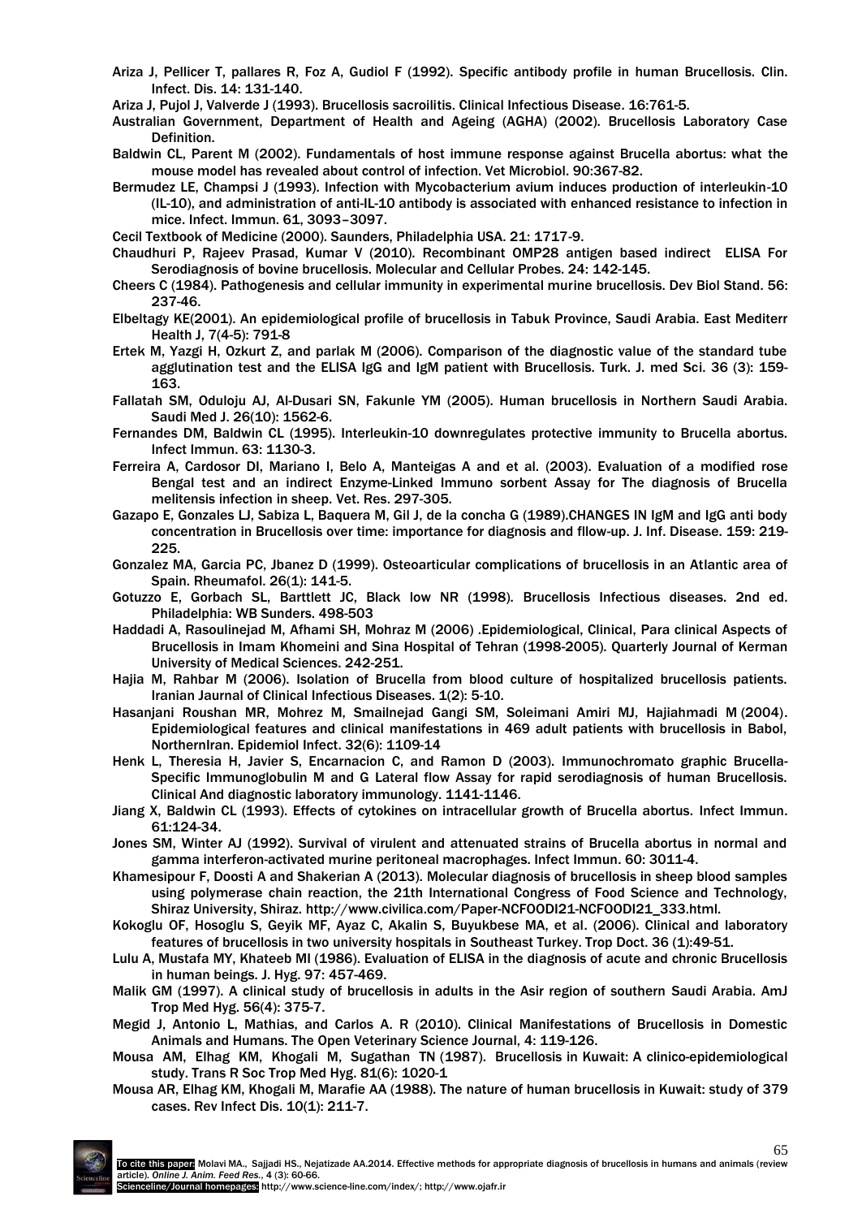Ariza J, Pellicer T, pallares R, Foz A, Gudiol F (1992). Specific antibody profile in human Brucellosis. Clin. Infect. Dis. 14: 131-140.

Ariza J, Pujol J, Valverde J (1993). Brucellosis sacroilitis. Clinical Infectious Disease. 16:761-5.

Australian Government, Department of Health and Ageing (AGHA) (2002). Brucellosis Laboratory Case Definition.

Baldwin CL, Parent M (2002). Fundamentals of host immune response against Brucella abortus: what the mouse model has revealed about control of infection. Vet Microbiol. 90:367-82.

Bermudez LE, Champsi J (1993). Infection with Mycobacterium avium induces production of interleukin-10 (IL-10), and administration of anti-IL-10 antibody is associated with enhanced resistance to infection in mice. Infect. Immun. 61, 3093–3097.

Cecil Textbook of Medicine (2000). Saunders, Philadelphia USA. 21: 1717-9.

Chaudhuri P, Rajeev Prasad, Kumar V (2010). Recombinant OMP28 antigen based indirect ELISA For Serodiagnosis of bovine brucellosis. Molecular and Cellular Probes. 24: 142-145.

Cheers C (1984). Pathogenesis and cellular immunity in experimental murine brucellosis. Dev Biol Stand. 56: 237-46.

Elbeltagy KE(2001). An epidemiological profile of brucellosis in Tabuk Province, Saudi Arabia. East Mediterr Health J, 7(4-5): 791-8

Ertek M, Yazgi H, Ozkurt Z, and parlak M (2006). Comparison of the diagnostic value of the standard tube agglutination test and the ELISA IgG and IgM patient with Brucellosis. Turk. J. med Sci. 36 (3): 159-163.

Fallatah SM, Oduloju AJ, Al-Dusari SN, Fakunle YM (2005). Human brucellosis in Northern Saudi Arabia. Saudi Med J. 26(10): 1562-6.

Fernandes DM, Baldwin CL (1995). Interleukin-10 downregulates protective immunity to Brucella abortus. Infect Immun. 63: 1130-3.

Ferreira A, Cardosor DI, Mariano I, Belo A, Manteigas A and et al. (2003). Evaluation of a modified rose Bengal test and an indirect Enzyme-Linked Immuno sorbent Assay for The diagnosis of Brucella melitensis infection in sheep. Vet. Res. 297-305.

Gazapo E, Gonzales LJ, Sabiza L, Baquera M, Gil J, de la concha G (1989).CHANGES IN IgM and IgG anti body concentration in Brucellosis over time: importance for diagnosis and fllow-up. J. Inf. Disease. 159: 219-225.

Gonzalez MA, Garcia PC, Jbanez D (1999). Osteoarticular complications of brucellosis in an Atlantic area of Spain. Rheumafol. 26(1): 141-5.

Gotuzzo E, Gorbach SL, Barttlett JC, Black low NR (1998). Brucellosis Infectious diseases. 2nd ed. Philadelphia: WB Sunders. 498-503

Haddadi A, Rasoulinejad M, Afhami SH, Mohraz M (2006) .Epidemiological, Clinical, Para clinical Aspects of Brucellosis in Imam Khomeini and Sina Hospital of Tehran (1998-2005). Quarterly Journal of Kerman University of Medical Sciences. 242-251.

Hajia M, Rahbar M (2006). Isolation of Brucella from blood culture of hospitalized brucellosis patients. Iranian Jaurnal of Clinical Infectious Diseases. 1(2): 5-10.

Hasanjani Roushan MR, Mohrez M, Smailnejad Gangi SM, Soleimani Amiri MJ, Hajiahmadi M (2004). Epidemiological features and clinical manifestations in 469 adult patients with brucellosis in Babol, NorthernIran. Epidemiol Infect. 32(6): 1109-14

Henk L, Theresia H, Javier S, Encarnacion C, and Ramon D (2003). Immunochromato graphic Brucella-Specific Immunoglobulin M and G Lateral flow Assay for rapid serodiagnosis of human Brucellosis. Clinical And diagnostic laboratory immunology. 1141-1146.

Jiang X, Baldwin CL (1993). Effects of cytokines on intracellular growth of Brucella abortus. Infect Immun. 61:124-34.

Jones SM, Winter AJ (1992). Survival of virulent and attenuated strains of Brucella abortus in normal and gamma interferon-activated murine peritoneal macrophages. Infect Immun. 60: 3011-4.

Khamesipour F, Doosti A and Shakerian A (2013). Molecular diagnosis of brucellosis in sheep blood samples using polymerase chain reaction, the 21th International Congress of Food Science and Technology, Shiraz University, Shiraz. http://www.civilica.com/Paper-NCFOODI21-NCFOODI21_333.html.

Kokoglu OF, Hosoglu S, Geyik MF, Ayaz C, Akalin S, Buyukbese MA, et al. (2006). Clinical and laboratory features of brucellosis in two university hospitals in Southeast Turkey. Trop Doct. 36 (1):49-51.

Lulu A, Mustafa MY, Khateeb MI (1986). Evaluation of ELISA in the diagnosis of acute and chronic Brucellosis in human beings. J. Hyg. 97: 457-469.

Malik GM (1997). A clinical study of brucellosis in adults in the Asir region of southern Saudi Arabia. AmJ Trop Med Hyg. 56(4): 375-7.

Megid J, Antonio L, Mathias, and Carlos A. R (2010). Clinical Manifestations of Brucellosis in Domestic Animals and Humans. The Open Veterinary Science Journal, 4: 119-126.

Mousa AM, Elhag KM, Khogali M, Sugathan TN (1987). Brucellosis in Kuwait: A clinico-epidemiological study. Trans R Soc Trop Med Hyg. 81(6): 1020-1

Mousa AR, Elhag KM, Khogali M, Marafie AA (1988). The nature of human brucellosis in Kuwait: study of 379 cases. Rev Infect Dis. 10(1): 211-7.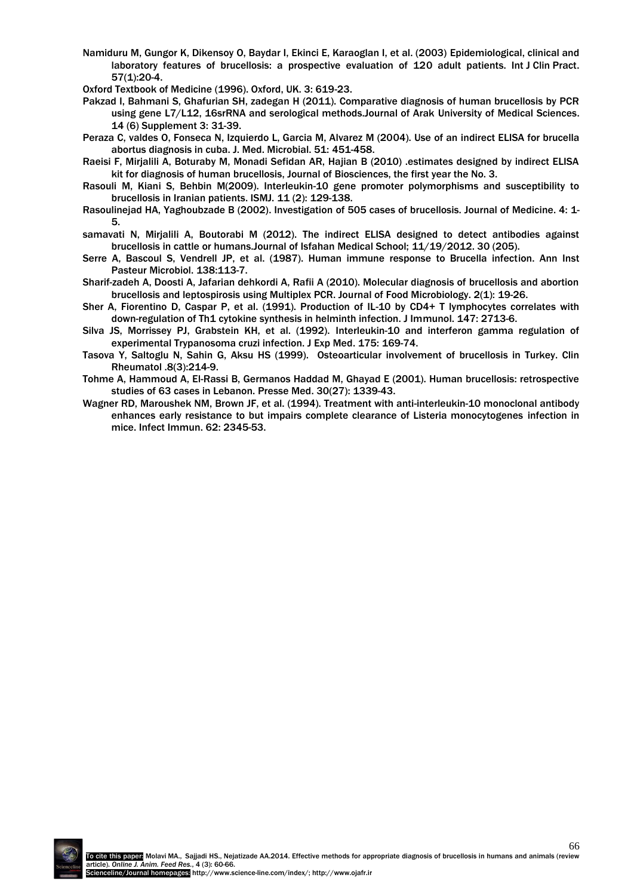Namiduru M, Gungor K, Dikensoy O, Baydar I, Ekinci E, Karaoglan I, et al. (2003) Epidemiological, clinical and laboratory features of brucellosis: a prospective evaluation of 120 adult patients. Int J Clin Pract. 57(1):20-4.

Oxford Textbook of Medicine (1996). Oxford, UK. 3: 619-23.

Pakzad I, Bahmani S, Ghafurian SH, zadegan H (2011). Comparative diagnosis of human brucellosis by PCR using gene L7/L12, 16srRNA and serological methods.Journal of Arak University of Medical Sciences. 14 (6) Supplement 3: 31-39.

Peraza C, valdes O, Fonseca N, Izquierdo L, Garcia M, Alvarez M (2004). Use of an indirect ELISA for brucella abortus diagnosis in cuba. J. Med. Microbial. 51: 451-458.

Raeisi F, Mirjalili A, Boturaby M, Monadi Sefidan AR, Hajian B (2010) .estimates designed by indirect ELISA kit for diagnosis of human brucellosis, Journal of Biosciences, the first year the No. 3.

Rasouli M, Kiani S, Behbin M(2009). Interleukin-10 gene promoter polymorphisms and susceptibility to brucellosis in Iranian patients. ISMJ. 11 (2): 129-138.

Rasoulinejad HA, Yaghoubzade B (2002). Investigation of 505 cases of brucellosis. Journal of Medicine. 4: 1-5.

samavati N, Mirjalili A, Boutorabi M (2012). The indirect ELISA designed to detect antibodies against brucellosis in cattle or humans.Journal of Isfahan Medical School; 11/19/2012. 30 (205).

Serre A, Bascoul S, Vendrell JP, et al. (1987). Human immune response to Brucella infection. Ann Inst Pasteur Microbiol. 138:113-7.

Sharif-zadeh A, Doosti A, Jafarian dehkordi A, Rafii A (2010). Molecular diagnosis of brucellosis and abortion brucellosis and leptospirosis using Multiplex PCR. Journal of Food Microbiology. 2(1): 19-26.

Sher A, Fiorentino D, Caspar P, et al. (1991). Production of IL-10 by CD4+ T lymphocytes correlates with down-regulation of Th1 cytokine synthesis in helminth infection. J Immunol. 147: 2713-6.

Silva JS, Morrissey PJ, Grabstein KH, et al. (1992). Interleukin-10 and interferon gamma regulation of experimental Trypanosoma cruzi infection. J Exp Med. 175: 169-74.

Tasova Y, Saltoglu N, Sahin G, Aksu HS (1999). Osteoarticular involvement of brucellosis in Turkey. Clin Rheumatol .8(3):214-9.

Tohme A, Hammoud A, El-Rassi B, Germanos Haddad M, Ghayad E (2001). Human brucellosis: retrospective studies of 63 cases in Lebanon. Presse Med. 30(27): 1339-43.

Wagner RD, Maroushek NM, Brown JF, et al. (1994). Treatment with anti-interleukin-10 monoclonal antibody enhances early resistance to but impairs complete clearance of Listeria monocytogenes infection in mice. Infect Immun. 62: 2345-53.